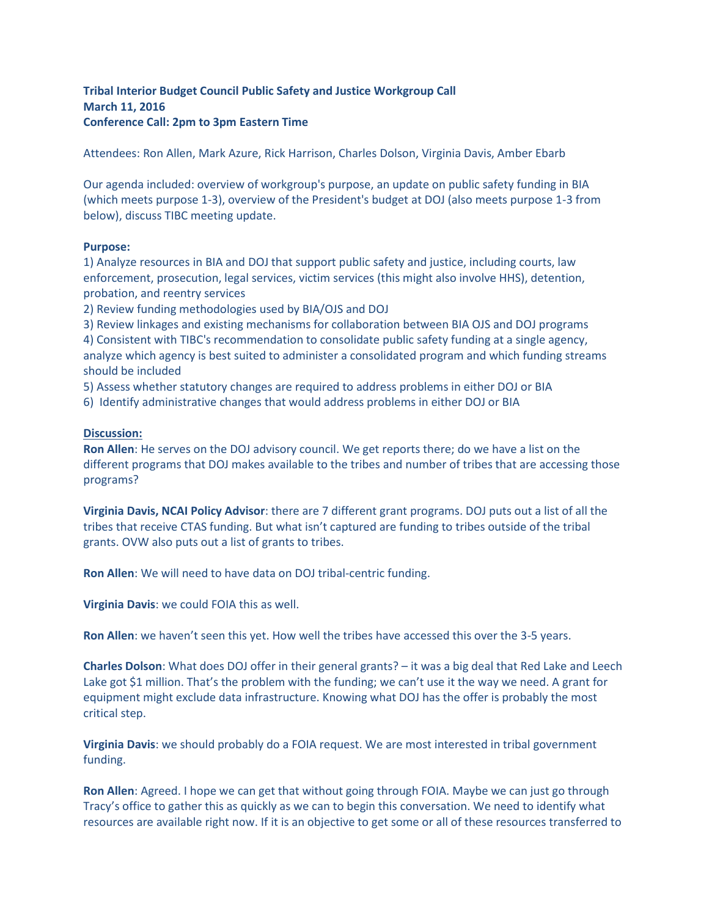**Tribal Interior Budget Council Public Safety and Justice Workgroup Call**
**March 11, 2016**
**Conference Call: 2pm to 3pm Eastern Time**

Attendees: Ron Allen, Mark Azure, Rick Harrison, Charles Dolson, Virginia Davis, Amber Ebarb

Our agenda included: overview of workgroup's purpose, an update on public safety funding in BIA (which meets purpose 1-3), overview of the President's budget at DOJ (also meets purpose 1-3 from below), discuss TIBC meeting update.

**Purpose:**

1) Analyze resources in BIA and DOJ that support public safety and justice, including courts, law enforcement, prosecution, legal services, victim services (this might also involve HHS), detention, probation, and reentry services
2) Review funding methodologies used by BIA/OJS and DOJ
3) Review linkages and existing mechanisms for collaboration between BIA OJS and DOJ programs
4) Consistent with TIBC's recommendation to consolidate public safety funding at a single agency, analyze which agency is best suited to administer a consolidated program and which funding streams should be included
5) Assess whether statutory changes are required to address problems in either DOJ or BIA
6) Identify administrative changes that would address problems in either DOJ or BIA

**Discussion:**

**Ron Allen**: He serves on the DOJ advisory council. We get reports there; do we have a list on the different programs that DOJ makes available to the tribes and number of tribes that are accessing those programs?

**Virginia Davis, NCAI Policy Advisor**: there are 7 different grant programs. DOJ puts out a list of all the tribes that receive CTAS funding. But what isn't captured are funding to tribes outside of the tribal grants. OVW also puts out a list of grants to tribes.

**Ron Allen**: We will need to have data on DOJ tribal-centric funding.

**Virginia Davis**: we could FOIA this as well.

**Ron Allen**: we haven't seen this yet. How well the tribes have accessed this over the 3-5 years.

**Charles Dolson**: What does DOJ offer in their general grants? – it was a big deal that Red Lake and Leech Lake got $1 million. That's the problem with the funding; we can't use it the way we need. A grant for equipment might exclude data infrastructure. Knowing what DOJ has the offer is probably the most critical step.

**Virginia Davis**: we should probably do a FOIA request. We are most interested in tribal government funding.

**Ron Allen**: Agreed. I hope we can get that without going through FOIA. Maybe we can just go through Tracy's office to gather this as quickly as we can to begin this conversation. We need to identify what resources are available right now. If it is an objective to get some or all of these resources transferred to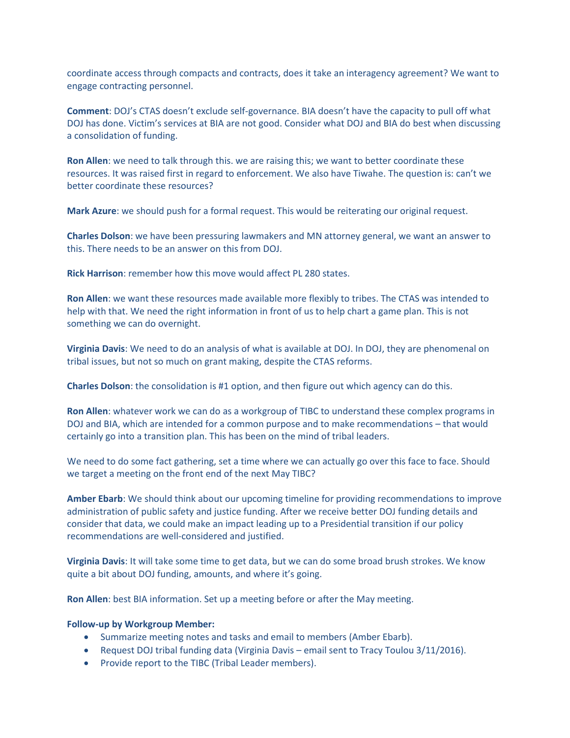coordinate access through compacts and contracts, does it take an interagency agreement? We want to engage contracting personnel.

**Comment**: DOJ's CTAS doesn't exclude self-governance. BIA doesn't have the capacity to pull off what DOJ has done. Victim's services at BIA are not good. Consider what DOJ and BIA do best when discussing a consolidation of funding.

**Ron Allen**: we need to talk through this. we are raising this; we want to better coordinate these resources. It was raised first in regard to enforcement. We also have Tiwahe. The question is: can't we better coordinate these resources?

**Mark Azure**: we should push for a formal request. This would be reiterating our original request.

**Charles Dolson**: we have been pressuring lawmakers and MN attorney general, we want an answer to this. There needs to be an answer on this from DOJ.

**Rick Harrison**: remember how this move would affect PL 280 states.

**Ron Allen**: we want these resources made available more flexibly to tribes. The CTAS was intended to help with that. We need the right information in front of us to help chart a game plan. This is not something we can do overnight.

**Virginia Davis**: We need to do an analysis of what is available at DOJ. In DOJ, they are phenomenal on tribal issues, but not so much on grant making, despite the CTAS reforms.

**Charles Dolson**: the consolidation is #1 option, and then figure out which agency can do this.

**Ron Allen**: whatever work we can do as a workgroup of TIBC to understand these complex programs in DOJ and BIA, which are intended for a common purpose and to make recommendations – that would certainly go into a transition plan. This has been on the mind of tribal leaders.

We need to do some fact gathering, set a time where we can actually go over this face to face. Should we target a meeting on the front end of the next May TIBC?

**Amber Ebarb**: We should think about our upcoming timeline for providing recommendations to improve administration of public safety and justice funding. After we receive better DOJ funding details and consider that data, we could make an impact leading up to a Presidential transition if our policy recommendations are well-considered and justified.

**Virginia Davis**: It will take some time to get data, but we can do some broad brush strokes. We know quite a bit about DOJ funding, amounts, and where it's going.

**Ron Allen**: best BIA information. Set up a meeting before or after the May meeting.

**Follow-up by Workgroup Member:**

- Summarize meeting notes and tasks and email to members (Amber Ebarb).
- Request DOJ tribal funding data (Virginia Davis – email sent to Tracy Toulou 3/11/2016).
- Provide report to the TIBC (Tribal Leader members).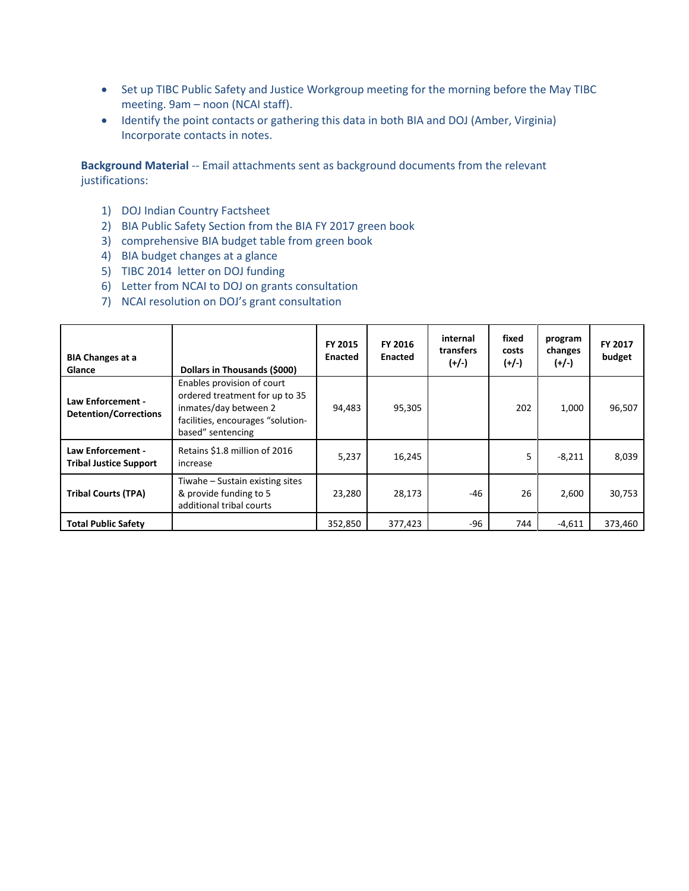- Set up TIBC Public Safety and Justice Workgroup meeting for the morning before the May TIBC meeting. 9am – noon (NCAI staff).
- Identify the point contacts or gathering this data in both BIA and DOJ (Amber, Virginia) Incorporate contacts in notes.

**Background Material** -- Email attachments sent as background documents from the relevant justifications:

1) DOJ Indian Country Factsheet
2) BIA Public Safety Section from the BIA FY 2017 green book
3) comprehensive BIA budget table from green book
4) BIA budget changes at a glance
5) TIBC 2014 letter on DOJ funding
6) Letter from NCAI to DOJ on grants consultation
7) NCAI resolution on DOJ's grant consultation

| BIA Changes at a Glance | Dollars in Thousands ($000) | FY 2015 Enacted | FY 2016 Enacted | internal transfers (+/-) | fixed costs (+/-) | program changes (+/-) | FY 2017 budget |
|---|---|---|---|---|---|---|---|
| **Law Enforcement - Detention/Corrections** | Enables provision of court ordered treatment for up to 35 inmates/day between 2 facilities, encourages "solution-based" sentencing | 94,483 | 95,305 | | 202 | 1,000 | 96,507 |
| **Law Enforcement - Tribal Justice Support** | Retains $1.8 million of 2016 increase | 5,237 | 16,245 | | 5 | -8,211 | 8,039 |
| **Tribal Courts (TPA)** | Tiwahe – Sustain existing sites & provide funding to 5 additional tribal courts | 23,280 | 28,173 | -46 | 26 | 2,600 | 30,753 |
| **Total Public Safety** | | 352,850 | 377,423 | -96 | 744 | -4,611 | 373,460 |